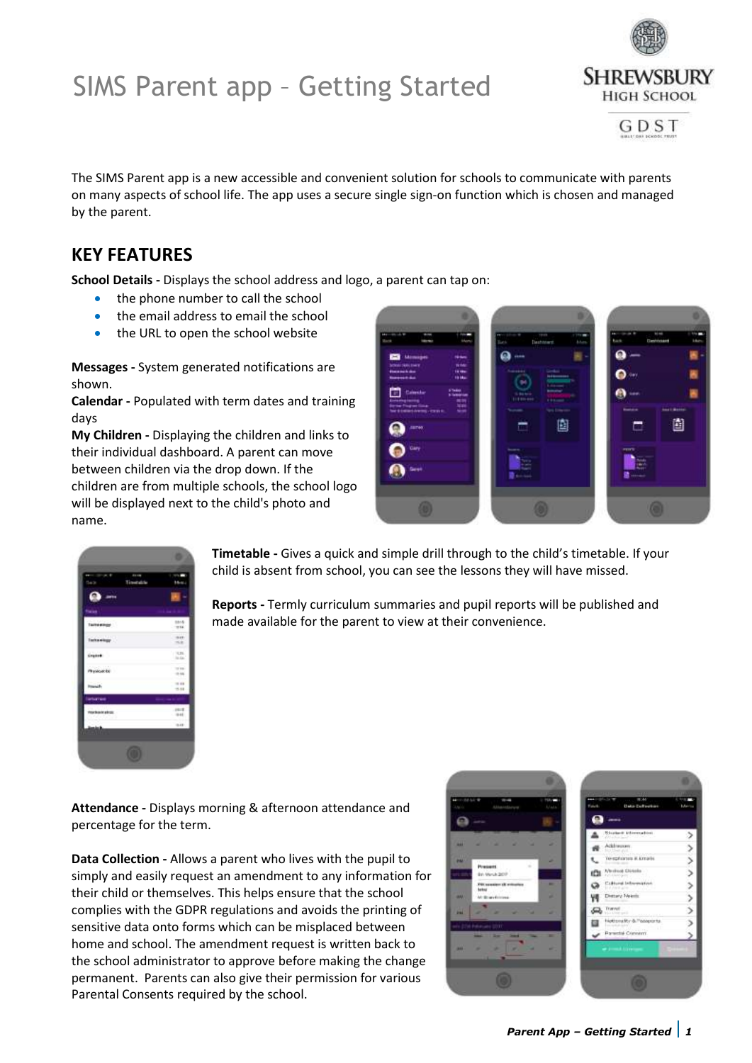# SIMS Parent app – Getting Started

The SIMS Parent app is a new accessible and convenient solution for schools to communicate with parents on many aspects of school life. The app uses a secure single sign-on function which is chosen and managed by the parent.

## KEY FEATURES

**School Details -** Displays the school address and logo, a parent can tap on:

- the phone number to call the school
- the email address to email the school
- the URL to open the school website

**Messages -** System generated notifications are shown.

**Calendar -** Populated with term dates and training days

**My Children -** Displaying the children and links to their individual dashboard. A parent can move between children via the drop down. If the children are from multiple schools, the school logo will be displayed next to the child's photo and name.

**Timetable -** Gives a quick and simple drill through to the child's timetable. If your child is absent from school, you can see the lessons they will have missed.

**Reports -** Termly curriculum summaries and pupil reports will be published and made available for the parent to view at their convenience.

**Attendance -** Displays morning & afternoon attendance and percentage for the term.

**Data Collection -** Allows a parent who lives with the pupil to simply and easily request an amendment to any information for their child or themselves. This helps ensure that the school complies with the GDPR regulations and avoids the printing of sensitive data onto forms which can be misplaced between home and school. The amendment request is written back to the school administrator to approve before making the change permanent. Parents can also give their permission for various Parental Consents required by the school.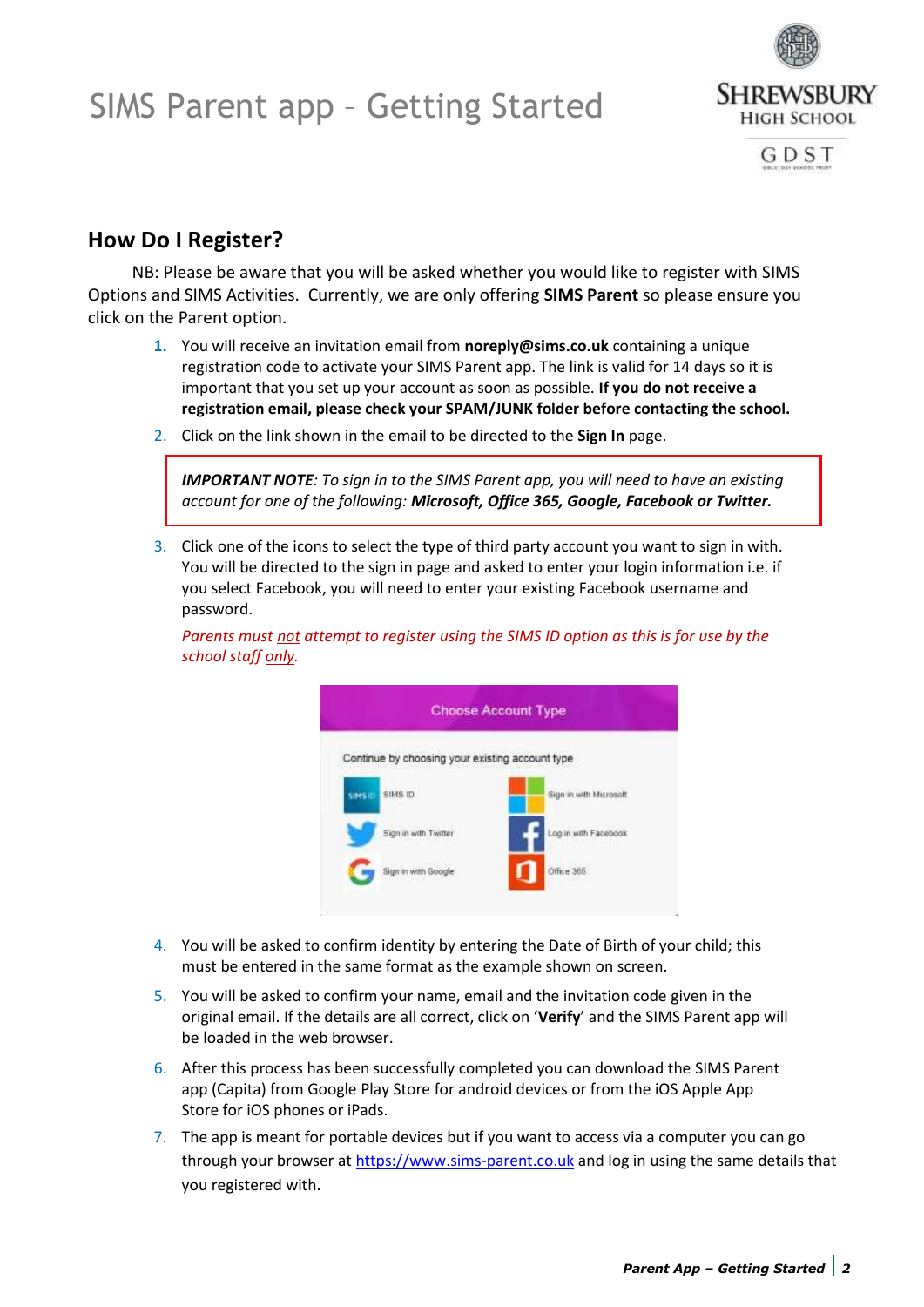# SIMS Parent app – Getting Started

## How Do I Register?

NB: Please be aware that you will be asked whether you would like to register with SIMS Options and SIMS Activities. Currently, we are only offering **SIMS Parent** so please ensure you click on the Parent option.

1. You will receive an invitation email from **noreply@sims.co.uk** containing a unique registration code to activate your SIMS Parent app. The link is valid for 14 days so it is important that you set up your account as soon as possible. **If you do not receive a registration email, please check your SPAM/JUNK folder before contacting the school.**
2. Click on the link shown in the email to be directed to the **Sign In** page.

> ***IMPORTANT NOTE****: To sign in to the SIMS Parent app, you will need to have an existing account for one of the following:* ***Microsoft, Office 365, Google, Facebook or Twitter.***

3. Click one of the icons to select the type of third party account you want to sign in with. You will be directed to the sign in page and asked to enter your login information i.e. if you select Facebook, you will need to enter your existing Facebook username and password.

   *Parents must not attempt to register using the SIMS ID option as this is for use by the school staff only.*

   Choose Account Type

   Continue by choosing your existing account type

   SIMS ID | Sign in with Microsoft
   Sign in with Twitter | Log in with Facebook
   Sign in with Google | Office 365

4. You will be asked to confirm identity by entering the Date of Birth of your child; this must be entered in the same format as the example shown on screen.
5. You will be asked to confirm your name, email and the invitation code given in the original email. If the details are all correct, click on '**Verify**' and the SIMS Parent app will be loaded in the web browser.
6. After this process has been successfully completed you can download the SIMS Parent app (Capita) from Google Play Store for android devices or from the iOS Apple App Store for iOS phones or iPads.
7. The app is meant for portable devices but if you want to access via a computer you can go through your browser at https://www.sims-parent.co.uk and log in using the same details that you registered with.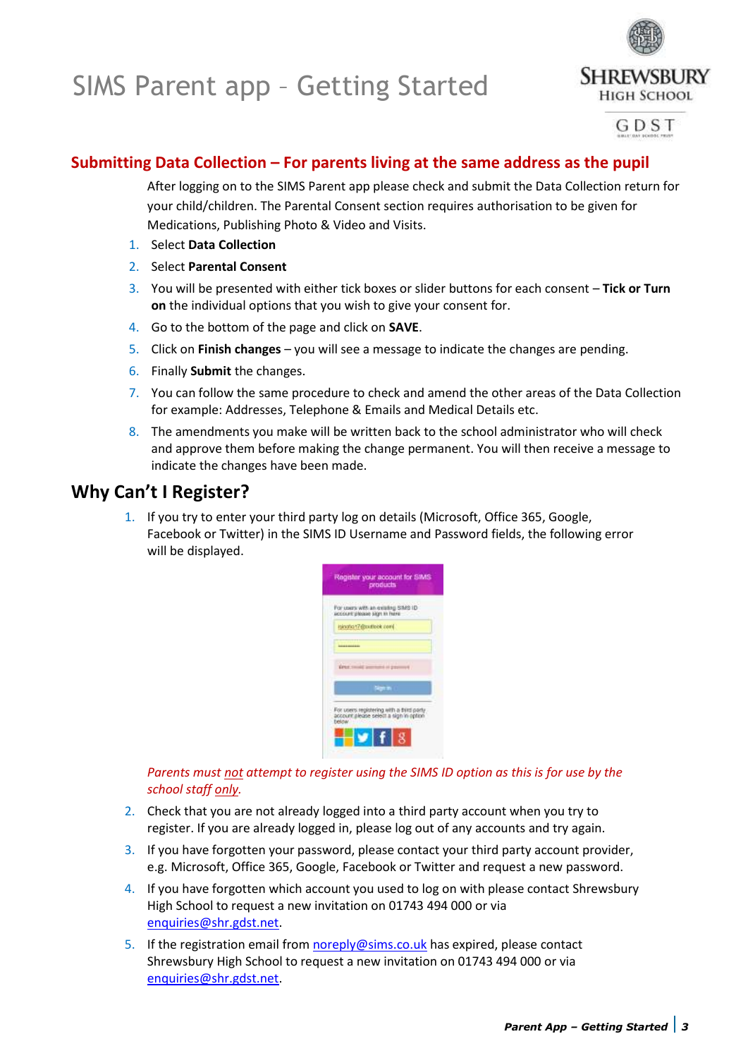# SIMS Parent app – Getting Started

SHREWSBURY HIGH SCHOOL

GDST

## Submitting Data Collection – For parents living at the same address as the pupil

After logging on to the SIMS Parent app please check and submit the Data Collection return for your child/children. The Parental Consent section requires authorisation to be given for Medications, Publishing Photo & Video and Visits.

1. Select **Data Collection**
2. Select **Parental Consent**
3. You will be presented with either tick boxes or slider buttons for each consent – **Tick or Turn on** the individual options that you wish to give your consent for.
4. Go to the bottom of the page and click on **SAVE**.
5. Click on **Finish changes** – you will see a message to indicate the changes are pending.
6. Finally **Submit** the changes.
7. You can follow the same procedure to check and amend the other areas of the Data Collection for example: Addresses, Telephone & Emails and Medical Details etc.
8. The amendments you make will be written back to the school administrator who will check and approve them before making the change permanent. You will then receive a message to indicate the changes have been made.

## Why Can't I Register?

1. If you try to enter your third party log on details (Microsoft, Office 365, Google, Facebook or Twitter) in the SIMS ID Username and Password fields, the following error will be displayed.

   *Parents must not attempt to register using the SIMS ID option as this is for use by the school staff only.*

2. Check that you are not already logged into a third party account when you try to register. If you are already logged in, please log out of any accounts and try again.
3. If you have forgotten your password, please contact your third party account provider, e.g. Microsoft, Office 365, Google, Facebook or Twitter and request a new password.
4. If you have forgotten which account you used to log on with please contact Shrewsbury High School to request a new invitation on 01743 494 000 or via enquiries@shr.gdst.net.
5. If the registration email from noreply@sims.co.uk has expired, please contact Shrewsbury High School to request a new invitation on 01743 494 000 or via enquiries@shr.gdst.net.